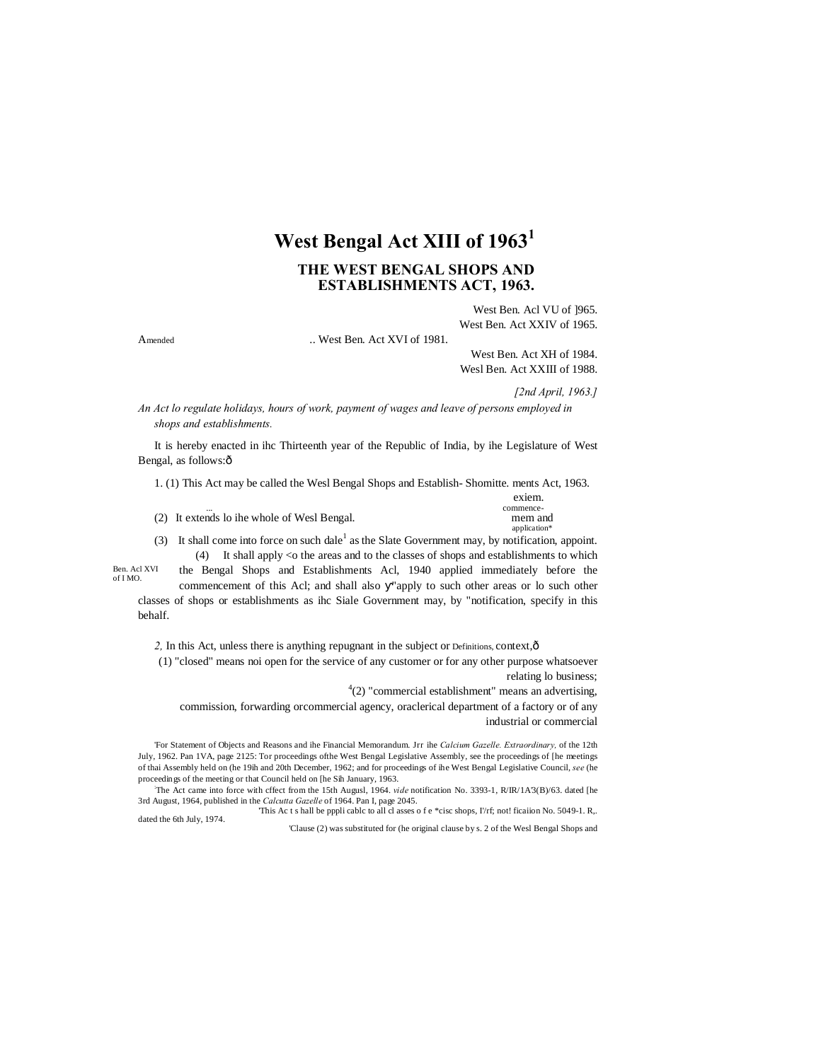# West Bengal Act XIII of 1963[1]

## THE WEST BENGAL SHOPS AND ESTABLISHMENTS ACT, 1963.

Amended .. West Ben. Acl VU of ]965.
West Ben. Act XXIV of 1965.
West Ben. Act XVI of 1981.
West Ben. Act XH of 1984.
Wesl Ben. Act XXIII of 1988.

*[2nd April, 1963.]*

*An Act lo regulate holidays, hours of work, payment of wages and leave of persons employed in shops and establishments.*

It is hereby enacted in ihc Thirteenth year of the Republic of India, by ihe Legislature of West Bengal, as follows:ô

Shomitte. exiem. commence- mem and application*

1. (1) This Act may be called the Wesl Bengal Shops and Establish- ments Act, 1963.

(2) It extends lo ihe whole of Wesl Bengal.

(3) It shall come into force on such dale[1] as the Slate Government may, by notification, appoint.

Ben. Acl XVI of I MO.

(4) It shall apply <o the areas and to the classes of shops and establishments to which the Bengal Shops and Establishments Acl, 1940 applied immediately before the commencement of this Acl; and shall also ỵ"apply to such other areas or lo such other classes of shops or establishments as ihc Siale Government may, by "notification, specify in this behalf.

Definitions.

*2,* In this Act, unless there is anything repugnant in the subject or context,ô

(1) "closed" means noi open for the service of any customer or for any other purpose whatsoever relating lo business;

[4](2) "commercial establishment" means an advertising, commission, forwarding orcommercial agency, oraclerical department of a factory or of any industrial or commercial

'For Statement of Objects and Reasons and ihe Financial Memorandum. Jrr ihe *Calcium Gazelle. Extraordinary,* of the 12th July, 1962. Pan 1VA, page 2125: Tor proceedings ofthe West Bengal Legislative Assembly, see the proceedings of [he meetings of thai Assembly held on (he 19ih and 20th December, 1962; and for proceedings of ihe West Bengal Legislative Council, *see* (he proceedings of the meeting or that Council held on [he Sih January, 1963.

[2]The Act came into force with cffect from the 15th Augusl, 1964. *vide* notification No. 3393-1, R/IR/1A'3(B)/63. dated [he 3rd August, 1964, published in the *Calcutta Gazelle* of 1964. Pan I, page 2045.

'This Ac t s hall be pppli cablc to all cl asses o f e *cisc shops, I'/rf; not! ficaiion No. 5049-1. R,. dated the 6th July, 1974.

'Clause (2) was substituted for (he original clause by s. 2 of the Wesl Bengal Shops and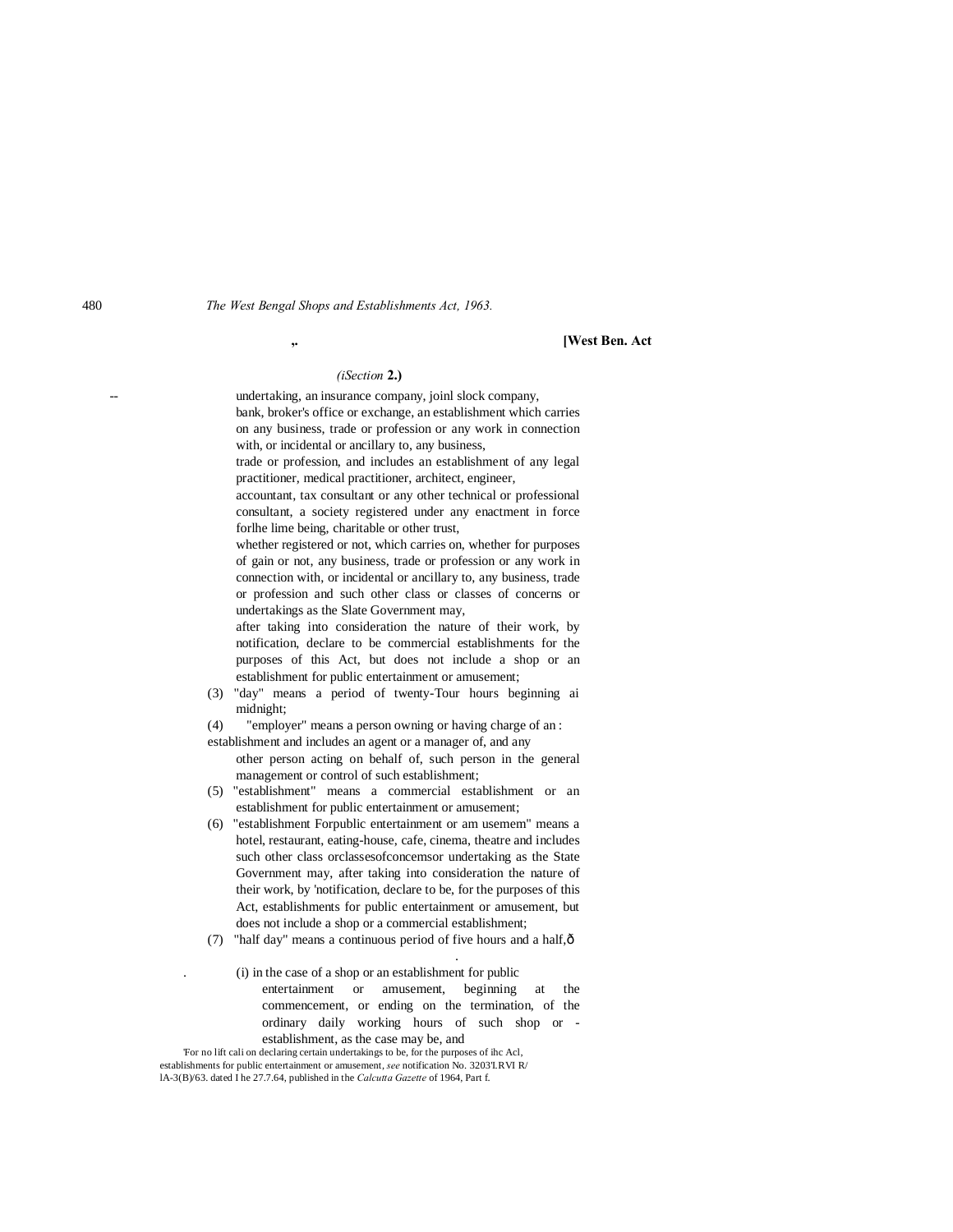*(Section* **2.)**

undertaking, an insurance company, joinl slock company, bank, broker's office or exchange, an establishment which carries on any business, trade or profession or any work in connection with, or incidental or ancillary to, any business, trade or profession, and includes an establishment of any legal practitioner, medical practitioner, architect, engineer, accountant, tax consultant or any other technical or professional consultant, a society registered under any enactment in force forlhe lime being, charitable or other trust, whether registered or not, which carries on, whether for purposes of gain or not, any business, trade or profession or any work in connection with, or incidental or ancillary to, any business, trade or profession and such other class or classes of concerns or undertakings as the Slate Government may, after taking into consideration the nature of their work, by notification, declare to be commercial establishments for the purposes of this Act, but does not include a shop or an establishment for public entertainment or amusement;

(3) "day" means a period of twenty-Tour hours beginning ai midnight;

(4) "employer" means a person owning or having charge of an establishment and includes an agent or a manager of, and any other person acting on behalf of, such person in the general management or control of such establishment;

(5) "establishment" means a commercial establishment or an establishment for public entertainment or amusement;

(6) "establishment Forpublic entertainment or am usemem" means a hotel, restaurant, eating-house, cafe, cinema, theatre and includes such other class orclassesofconcemsor undertaking as the State Government may, after taking into consideration the nature of their work, by 'notification, declare to be, for the purposes of this Act, establishments for public entertainment or amusement, but does not include a shop or a commercial establishment;

(7) "half day" means a continuous period of five hours and a half,—

(i) in the case of a shop or an establishment for public entertainment or amusement, beginning at the commencement, or ending on the termination, of the ordinary daily working hours of such shop or establishment, as the case may be, and

'For no lift cali on declaring certain undertakings to be, for the purposes of ihc Acl, establishments for public entertainment or amusement, *see* notification No. 3203'LRVI R/ lA-3(B)/63. dated I he 27.7.64, published in the *Calcutta Gazette* of 1964, Part f.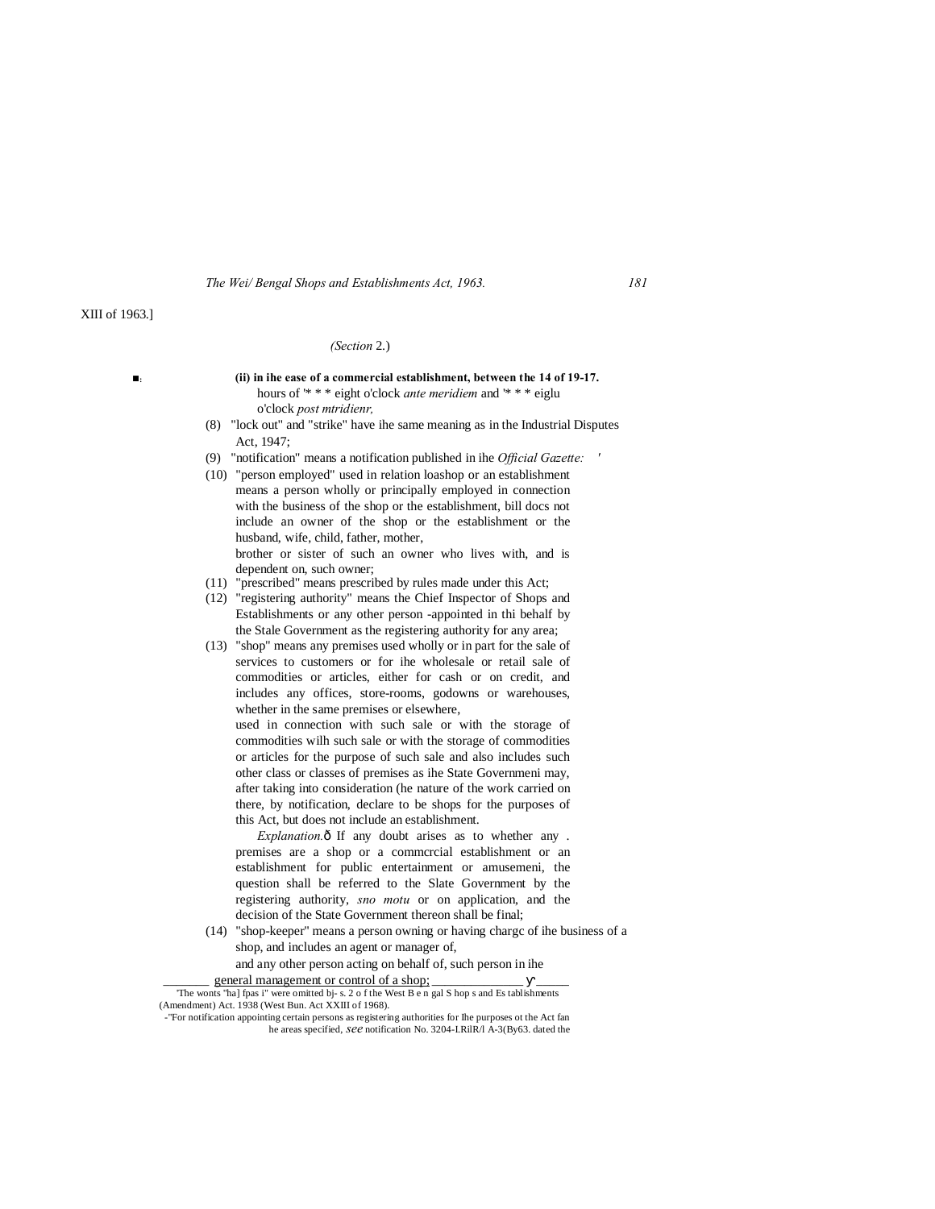XIII of 1963.]

*(Section* 2.)

**(ii) in ihe ease of a commercial establishment, between the 14 of 19-17.** hours of '* * * eight o'clock *ante meridiem* and '* * * eiglu o'clock *post mtridienr,*

(8) "lock out" and "strike" have ihe same meaning as in the Industrial Disputes Act, 1947;

(9) "notification" means a notification published in ihe *Official Gazette:* '

(10) "person employed" used in relation loashop or an establishment means a person wholly or principally employed in connection with the business of the shop or the establishment, bill docs not include an owner of the shop or the establishment or the husband, wife, child, father, mother, brother or sister of such an owner who lives with, and is dependent on, such owner;

(11) "prescribed" means prescribed by rules made under this Act;

(12) "registering authority" means the Chief Inspector of Shops and Establishments or any other person -appointed in thi behalf by the Stale Government as the registering authority for any area;

(13) "shop" means any premises used wholly or in part for the sale of services to customers or for ihe wholesale or retail sale of commodities or articles, either for cash or on credit, and includes any offices, store-rooms, godowns or warehouses, whether in the same premises or elsewhere, used in connection with such sale or with the storage of commodities wilh such sale or with the storage of commodities or articles for the purpose of such sale and also includes such other class or classes of premises as ihe State Governmeni may, after taking into consideration (he nature of the work carried on there, by notification, declare to be shops for the purposes of this Act, but does not include an establishment.

*Explanation.*ô If any doubt arises as to whether any . premises are a shop or a commcrcial establishment or an establishment for public entertainment or amusemeni, the question shall be referred to the Slate Government by the registering authority, *sno motu* or on application, and the decision of the State Government thereon shall be final;

(14) "shop-keeper" means a person owning or having chargc of ihe business of a shop, and includes an agent or manager of, and any other person acting on behalf of, such person in ihe general management or control of a shop;

'The wonts "ha] fpas i" were omitted bj- s. 2 o f the West B e n gal S hop s and Es tablishments (Amendment) Act. 1938 (West Bun. Act XXIII of 1968).

-"For notification appointing certain persons as registering authorities for Ihe purposes ot the Act fan he areas specified, *see* notification No. 3204-I.RilR/l A-3(By63. dated the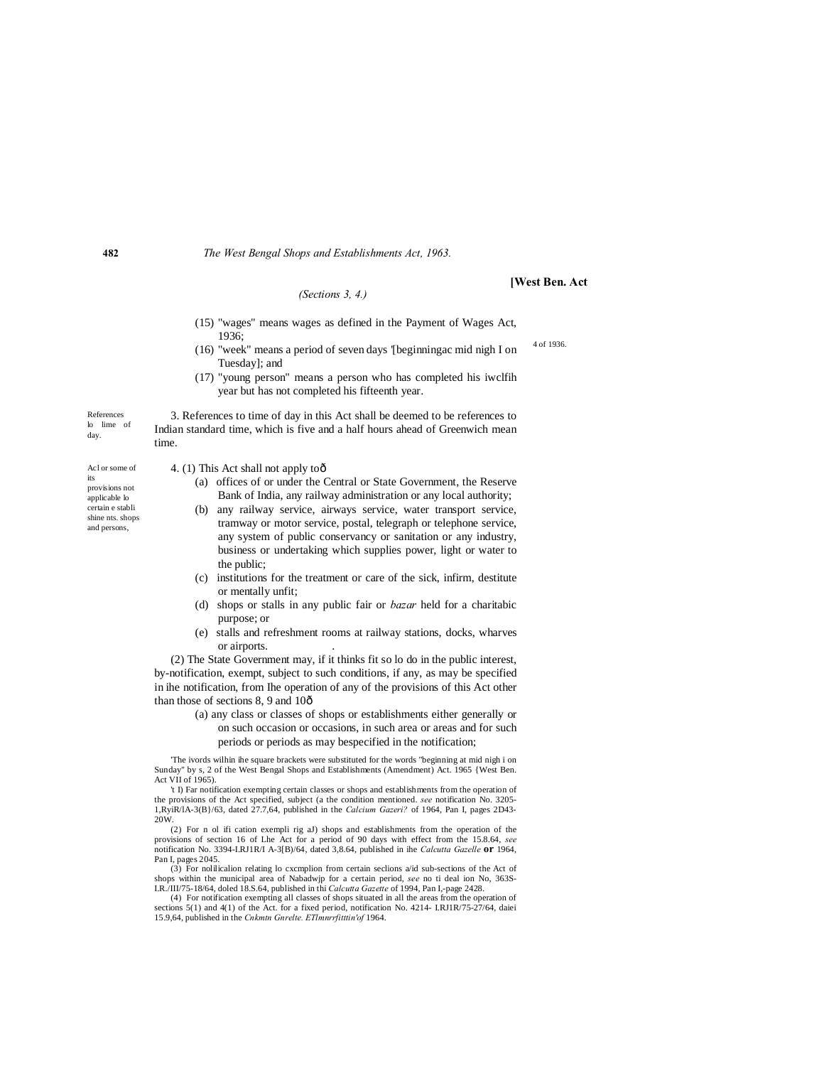(Sections 3, 4.)

(15) "wages" means wages as defined in the Payment of Wages Act, 1936; 4 of 1936.

(16) "week" means a period of seven days '[beginningac mid nigh I on Tuesday]; and

(17) "young person" means a person who has completed his iwclfih year but has not completed his fifteenth year.

References lo lime of day.

3. References to time of day in this Act shall be deemed to be references to Indian standard time, which is five and a half hours ahead of Greenwich mean time.

Acl or some of its provisions not applicable lo certain e stabli shine nts. shops and persons,

4. (1) This Act shall not apply toô

(a) offices of or under the Central or State Government, the Reserve Bank of India, any railway administration or any local authority;

(b) any railway service, airways service, water transport service, tramway or motor service, postal, telegraph or telephone service, any system of public conservancy or sanitation or any industry, business or undertaking which supplies power, light or water to the public;

(c) institutions for the treatment or care of the sick, infirm, destitute or mentally unfit;

(d) shops or stalls in any public fair or *bazar* held for a charitabic purpose; or

(e) stalls and refreshment rooms at railway stations, docks, wharves or airports.

(2) The State Government may, if it thinks fit so lo do in the public interest, by-notification, exempt, subject to such conditions, if any, as may be specified in ihe notification, from Ihe operation of any of the provisions of this Act other than those of sections 8, 9 and 10ô

(a) any class or classes of shops or establishments either generally or on such occasion or occasions, in such area or areas and for such periods or periods as may bespecified in the notification;

'The ivords wilhin ihe square brackets were substituted for the words "beginning at mid nigh i on Sunday" by s, 2 of the West Bengal Shops and Establishments (Amendment) Act. 1965 {West Ben. Act VII of 1965).

't I) Far notification exempting certain classes or shops and establishments from the operation of the provisions of the Act specified, subject (a the condition mentioned. *see* notification No. 3205-1,RyiR/lA-3(B}/63, dated 27.7,64, published in the *Calcium Gazeri?* of 1964, Pan I, pages 2D43-20W.

(2) For n ol ifi cation exempli rig aJ) shops and establishments from the operation of the provisions of section 16 of Lhe Act for a period of 90 days with effect from the 15.8.64, *see* notification No. 3394-I.RJ1R/I A-3[B)/64, dated 3,8.64, published in ihe *Calcutta Gazelle* **or** 1964, Pan I, pages 2045.

(3) For nolilicalion relating lo cxcmplion from certain seclions a/id sub-sections of the Act of shops within the municipal area of Nabadwjp for a certain period, *see* no ti deal ion No, 363S-I.R./III/75-18/64, doled 18.S.64, published in thi *Calcutta Gazette* of 1994, Pan I,-page 2428.

(4) For notification exempting all classes of shops situated in all the areas from the operation of sections 5(1) and 4(1) of the Act. for a fixed period, notification No. 4214- I.RJ1R/75-27/64, daiei 15.9,64, published in the *Cnkmtn Gnrelte. ETlmnrrfitttin'of* 1964.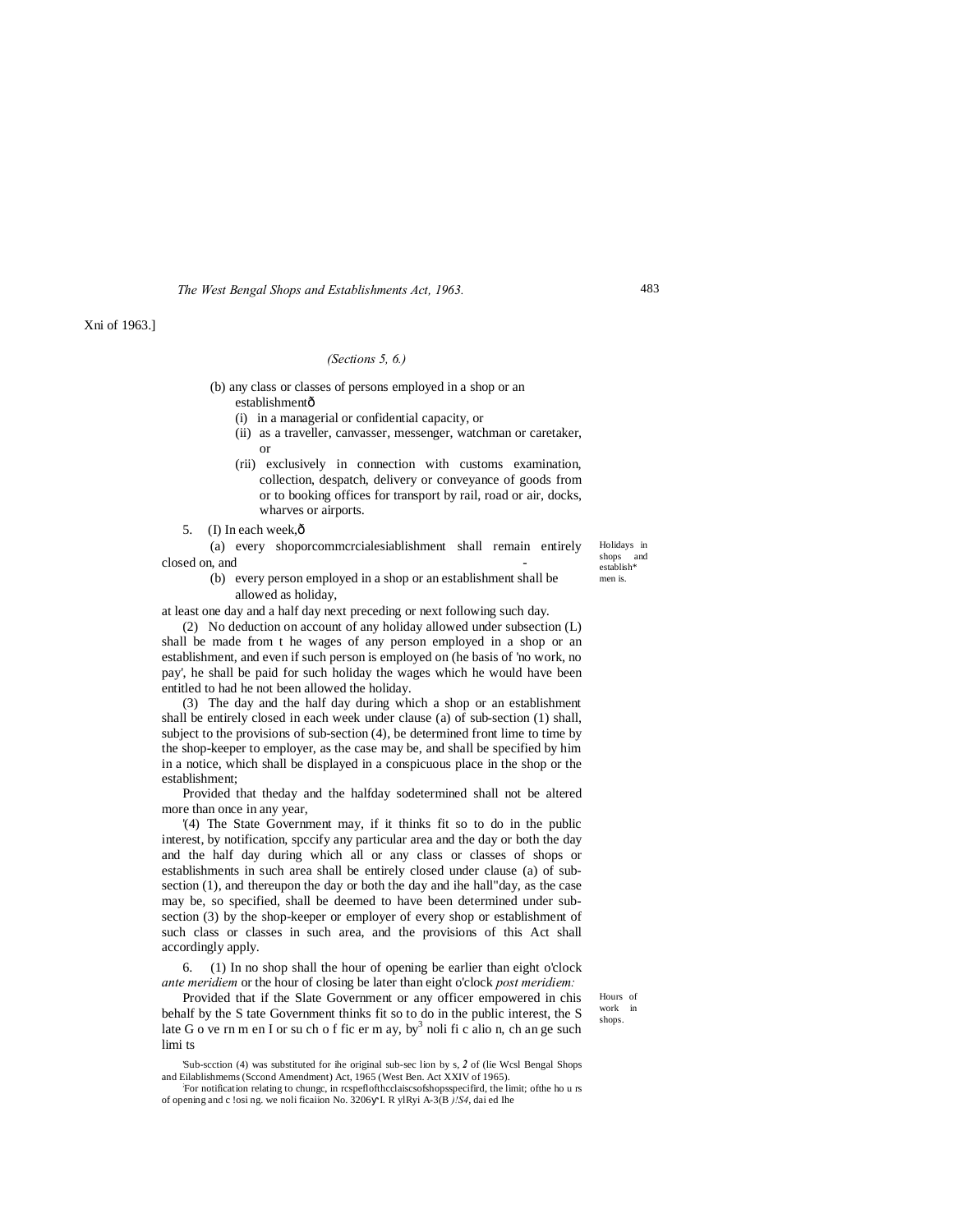Xni of 1963.]

*(Sections 5, 6.)*

(b) any class or classes of persons employed in a shop or an establishmentô

(i) in a managerial or confidential capacity, or

(ii) as a traveller, canvasser, messenger, watchman or caretaker, or

(rii) exclusively in connection with customs examination, collection, despatch, delivery or conveyance of goods from or to booking offices for transport by rail, road or air, docks, wharves or airports.

Holidays in shops and establish* men is.

5. (I) In each week,ô

(a) every shoporcommcrcialesiablishment shall remain entirely closed on, and -

(b) every person employed in a shop or an establishment shall be allowed as holiday,

at least one day and a half day next preceding or next following such day.

(2) No deduction on account of any holiday allowed under subsection (L) shall be made from t he wages of any person employed in a shop or an establishment, and even if such person is employed on (he basis of 'no work, no pay', he shall be paid for such holiday the wages which he would have been entitled to had he not been allowed the holiday.

(3) The day and the half day during which a shop or an establishment shall be entirely closed in each week under clause (a) of sub-section (1) shall, subject to the provisions of sub-section (4), be determined front lime to time by the shop-keeper to employer, as the case may be, and shall be specified by him in a notice, which shall be displayed in a conspicuous place in the shop or the establishment;

Provided that theday and the halfday sodetermined shall not be altered more than once in any year,

'(4) The State Government may, if it thinks fit so to do in the public interest, by notification, spccify any particular area and the day or both the day and the half day during which all or any class or classes of shops or establishments in such area shall be entirely closed under clause (a) of sub-section (1), and thereupon the day or both the day and ihe hall"day, as the case may be, so specified, shall be deemed to have been determined under sub-section (3) by the shop-keeper or employer of every shop or establishment of such class or classes in such area, and the provisions of this Act shall accordingly apply.

Hours of work in shops.

6. (1) In no shop shall the hour of opening be earlier than eight o'clock *ante meridiem* or the hour of closing be later than eight o'clock *post meridiem:*

Provided that if the Slate Government or any officer empowered in chis behalf by the S tate Government thinks fit so to do in the public interest, the S late G o ve rn m en I or su ch o f fic er m ay, by[3] noli fi c alio n, ch an ge such limi ts

'Sub-scction (4) was substituted for ihe original sub-sec lion by s, *2* of (lie Wcsl Bengal Shops and Eilablishmems (Sccond Amendment) Act, 1965 (West Ben. Act XXIV of 1965).

:For notification relating to chungc, in rcspeflofthcclaiscsofshopsspecifird, the limit; ofthe ho u rs of opening and c !osi ng. we noli ficaiion No. 3206y'I. R ylRyi A-3(B *)!S4*, dai ed Ihe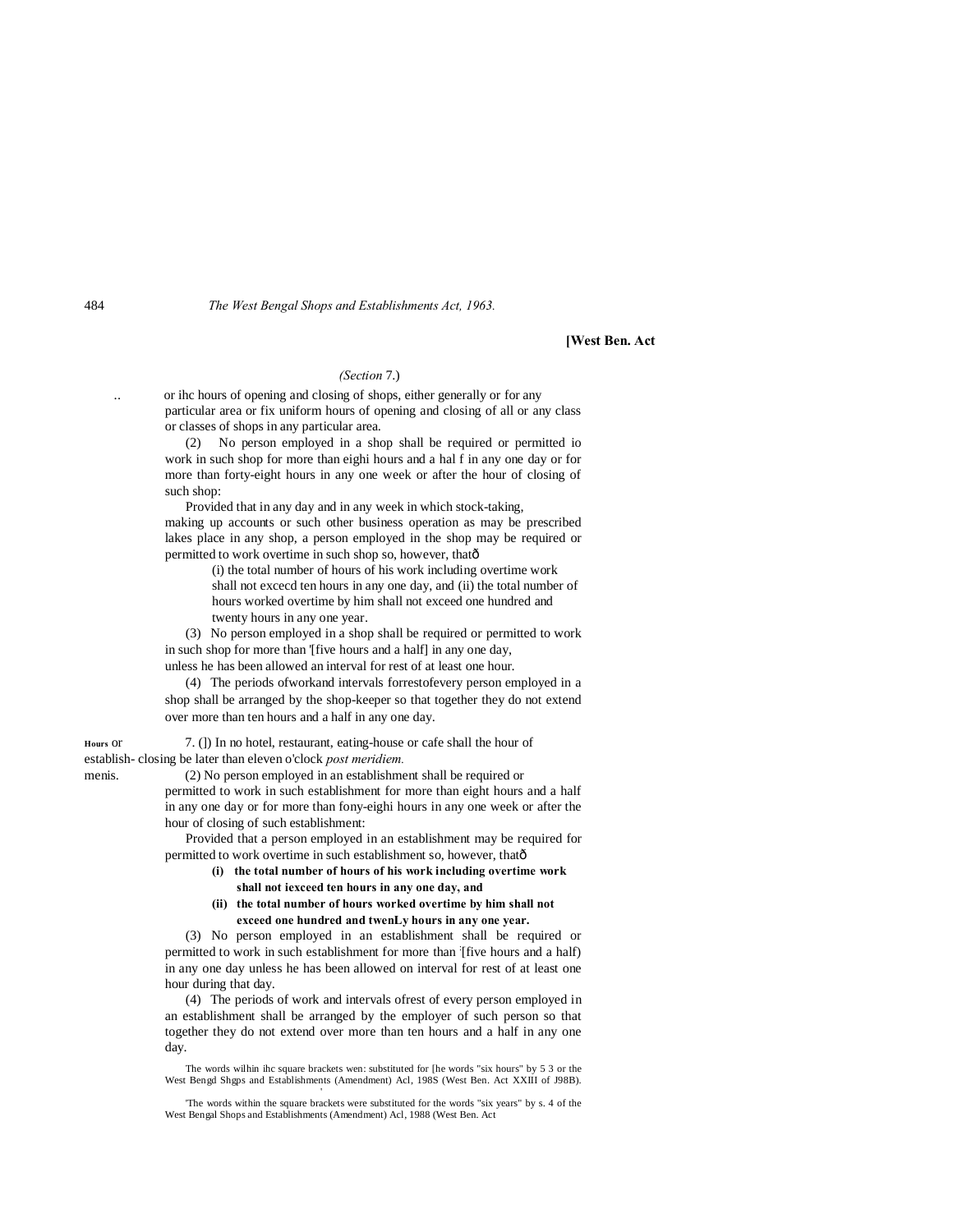*(Section 7.)*

or ihc hours of opening and closing of shops, either generally or for any particular area or fix uniform hours of opening and closing of all or any class or classes of shops in any particular area.

(2) No person employed in a shop shall be required or permitted io work in such shop for more than eighi hours and a hal f in any one day or for more than forty-eight hours in any one week or after the hour of closing of such shop:

Provided that in any day and in any week in which stock-taking, making up accounts or such other business operation as may be prescribed lakes place in any shop, a person employed in the shop may be required or permitted to work overtime in such shop so, however, thatô

(i) the total number of hours of his work including overtime work shall not excecd ten hours in any one day, and (ii) the total number of hours worked overtime by him shall not exceed one hundred and twenty hours in any one year.

(3) No person employed in a shop shall be required or permitted to work in such shop for more than '[five hours and a half] in any one day, unless he has been allowed an interval for rest of at least one hour.

(4) The periods ofworkand intervals forrestofevery person employed in a shop shall be arranged by the shop-keeper so that together they do not extend over more than ten hours and a half in any one day.

**Hours** or establish- menis.

7. (]) In no hotel, restaurant, eating-house or cafe shall the hour of closing be later than eleven o'clock *post meridiem.*

(2) No person employed in an establishment shall be required or permitted to work in such establishment for more than eight hours and a half in any one day or for more than fony-eighi hours in any one week or after the hour of closing of such establishment:

Provided that a person employed in an establishment may be required for permitted to work overtime in such establishment so, however, thatô

**(i) the total number of hours of his work including overtime work shall not iexceed ten hours in any one day, and**

**(ii) the total number of hours worked overtime by him shall not exceed one hundred and twenLy hours in any one year.**

(3) No person employed in an establishment shall be required or permitted to work in such establishment for more than :[five hours and a half) in any one day unless he has been allowed on interval for rest of at least one hour during that day.

(4) The periods of work and intervals ofrest of every person employed in an establishment shall be arranged by the employer of such person so that together they do not extend over more than ten hours and a half in any one day.

The words wilhin ihc square brackets wen: substituted for [he words "six hours" by 5 3 or the West Bengd Shgps and Establishments (Amendment) Acl, 198S (West Ben. Act XXIII of J98B).

'The words within the square brackets were substituted for the words "six years" by s. 4 of the West Bengal Shops and Establishments (Amendment) Acl, 1988 (West Ben. Act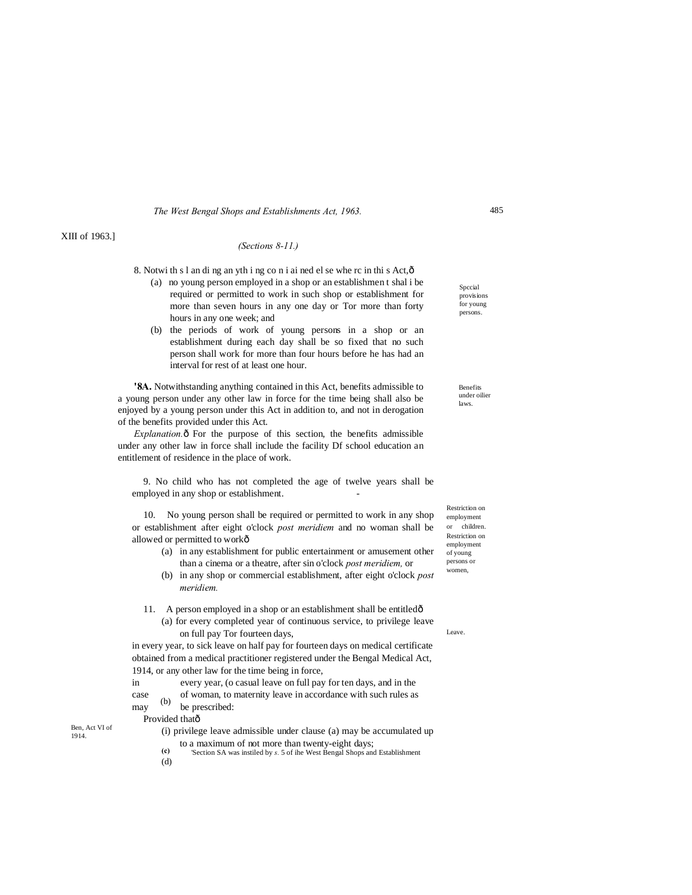XIII of 1963.]

*(Sections 8-11.)*

8. Notwi th s l an di ng an yth i ng co n i ai ned el se whe rc in thi s Act,ð

Spccial provisions for young persons.

(a) no young person employed in a shop or an establishmen t shal i be required or permitted to work in such shop or establishment for more than seven hours in any one day or Tor more than forty hours in any one week; and

(b) the periods of work of young persons in a shop or an establishment during each day shall be so fixed that no such person shall work for more than four hours before he has had an interval for rest of at least one hour.

Benefits under oilier laws.

**'8A.** Notwithstanding anything contained in this Act, benefits admissible to a young person under any other law in force for the time being shall also be enjoyed by a young person under this Act in addition to, and not in derogation of the benefits provided under this Act.

*Explanation.*ð For the purpose of this section, the benefits admissible under any other law in force shall include the facility Df school education an entitlement of residence in the place of work.

Restriction on employment or children.

9. No child who has not completed the age of twelve years shall be employed in any shop or establishment. -

Restriction on employment of young persons or women,

10. No young person shall be required or permitted to work in any shop or establishment after eight o'clock *post meridiem* and no woman shall be allowed or permitted to workð

(a) in any establishment for public entertainment or amusement other than a cinema or a theatre, after sin o'clock *post meridiem,* or

(b) in any shop or commercial establishment, after eight o'clock *post meridiem.*

Leave.

11. A person employed in a shop or an establishment shall be entitledð

(a) for every completed year of continuous service, to privilege leave on full pay Tor fourteen days,

(b) in every year, to sick leave on half pay for fourteen days on medical certificate obtained from a medical practitioner registered under the Bengal Medical Act, 1914, or any other law for the time being in force,

(c) in every year, (o casual leave on full pay for ten days, and in the

(d) case of woman, to maternity leave in accordance with such rules as may be prescribed:

Ben, Act VI of 1914.

Provided thatð

(i) privilege leave admissible under clause (a) may be accumulated up to a maximum of not more than twenty-eight days;

'Section SA was instiled by *s.* 5 of ihe West Bengal Shops and Establishment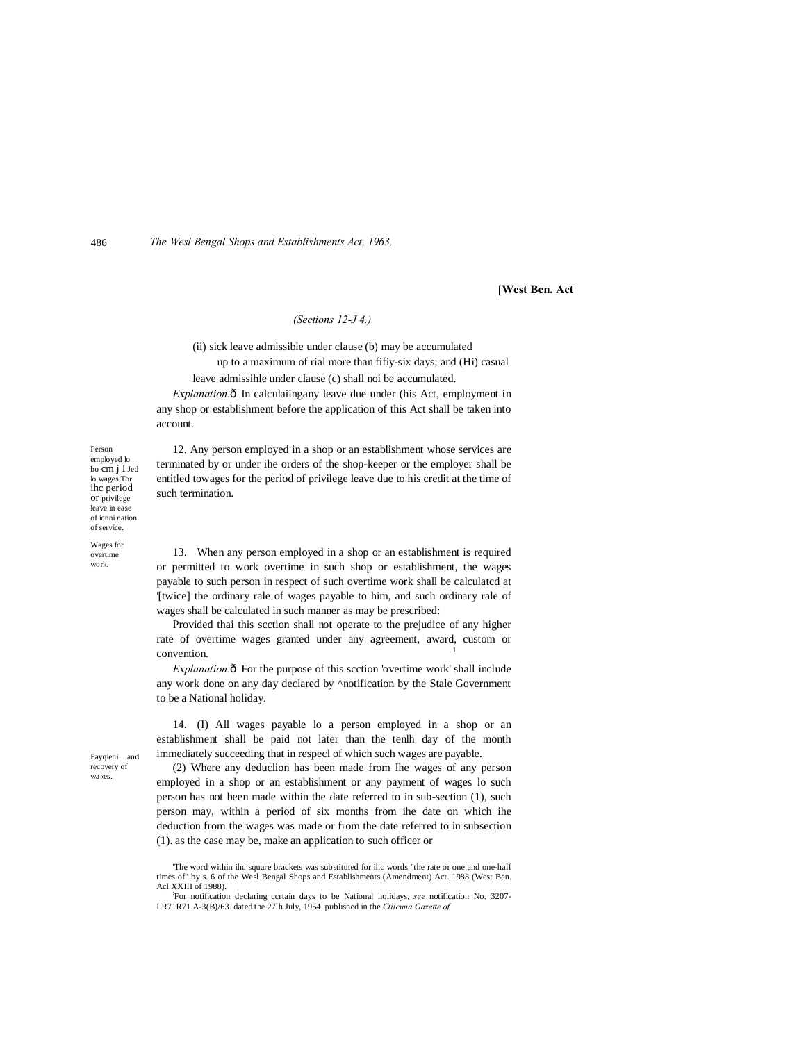(Sections 12-J 4.)

(ii) sick leave admissible under clause (b) may be accumulated up to a maximum of rial more than fifiy-six days; and (Hi) casual leave admissihle under clause (c) shall noi be accumulated.

*Explanation.*ô In calculaiingany leave due under (his Act, employment in any shop or establishment before the application of this Act shall be taken into account.

Person employed lo bo cm j I Jed lo wages Tor ihc period or privilege leave in ease of icnni nation of service.

12. Any person employed in a shop or an establishment whose services are terminated by or under ihe orders of the shop-keeper or the employer shall be entitled towages for the period of privilege leave due to his credit at the time of such termination.

Wages for overtime work.

13. When any person employed in a shop or an establishment is required or permitted to work overtime in such shop or establishment, the wages payable to such person in respect of such overtime work shall be calculatcd at '[twice] the ordinary rale of wages payable to him, and such ordinary rale of wages shall be calculated in such manner as may be prescribed:

Provided thai this scction shall not operate to the prejudice of any higher rate of overtime wages granted under any agreement, award, custom or convention.

*Explanation.*ô For the purpose of this scction 'overtime work' shall include any work done on any day declared by ^notification by the Stale Government to be a National holiday.

Payqieni and recovery of wa«es.

14. (I) All wages payable lo a person employed in a shop or an establishment shall be paid not later than the tenlh day of the month immediately succeeding that in respecl of which such wages are payable.

(2) Where any deduclion has been made from Ihe wages of any person employed in a shop or an establishment or any payment of wages lo such person has not been made within the date referred to in sub-section (1), such person may, within a period of six months from ihe date on which ihe deduction from the wages was made or from the date referred to in subsection (1). as the case may be, make an application to such officer or

'The word within ihc square brackets was substituted for ihc words "the rate or one and one-half times of" by s. 6 of the Wesl Bengal Shops and Establishments (Amendment) Act. 1988 (West Ben. Acl XXIII of 1988).

'For notification declaring ccrtain days to be National holidays, *see* notification No. 3207-LR71R71 A-3(B)/63. dated the 27lh July, 1954. published in the *Ctilcuna Gazette of*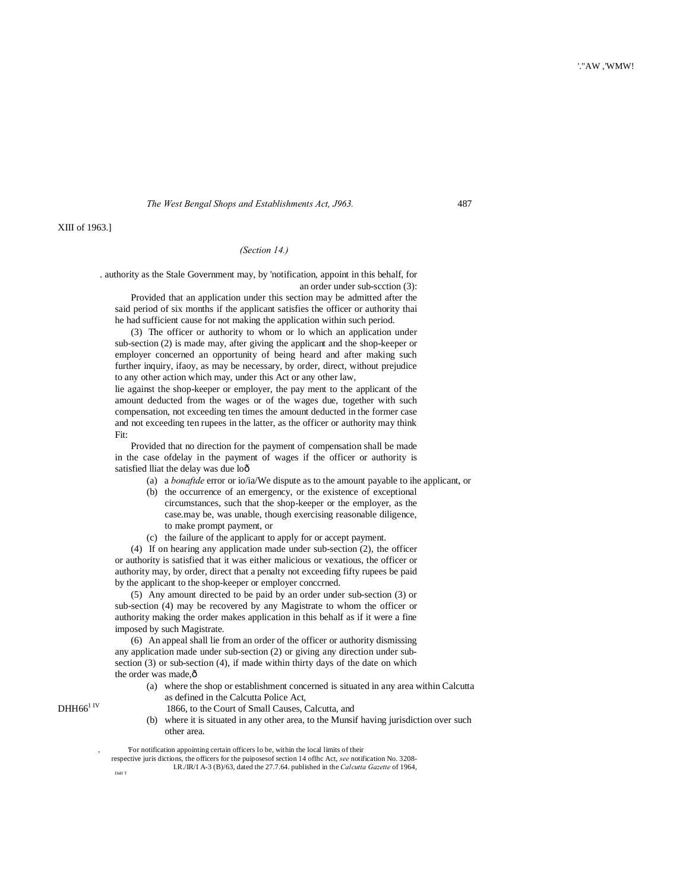XIII of 1963.]

*(Section 14.)*

. authority as the Stale Government may, by 'notification, appoint in this behalf, for an order under sub-scction (3):

Provided that an application under this section may be admitted after the said period of six months if the applicant satisfies the officer or authority thai he had sufficient cause for not making the application within such period.

(3) The officer or authority to whom or lo which an application under sub-section (2) is made may, after giving the applicant and the shop-keeper or employer concerned an opportunity of being heard and after making such further inquiry, ifaoy, as may be necessary, by order, direct, without prejudice to any other action which may, under this Act or any other law, lie against the shop-keeper or employer, the pay ment to the applicant of the amount deducted from the wages or of the wages due, together with such compensation, not exceeding ten times the amount deducted in the former case and not exceeding ten rupees in the latter, as the officer or authority may think Fit:

Provided that no direction for the payment of compensation shall be made in the case ofdelay in the payment of wages if the officer or authority is satisfied lliat the delay was due loð

(a) a *bonaftde* error or io/ia/We dispute as to the amount payable to ihe applicant, or

(b) the occurrence of an emergency, or the existence of exceptional circumstances, such that the shop-keeper or the employer, as the case.may be, was unable, though exercising reasonable diligence, to make prompt payment, or

(c) the failure of the applicant to apply for or accept payment.

(4) If on hearing any application made under sub-section (2), the officer or authority is satisfied that it was either malicious or vexatious, the officer or authority may, by order, direct that a penalty not exceeding fifty rupees be paid by the applicant to the shop-keeper or employer conccrned.

(5) Any amount directed to be paid by an order under sub-section (3) or sub-section (4) may be recovered by any Magistrate to whom the officer or authority making the order makes application in this behalf as if it were a fine imposed by such Magistrate.

(6) An appeal shall lie from an order of the officer or authority dismissing any application made under sub-section (2) or giving any direction under sub-section (3) or sub-section (4), if made within thirty days of the date on which the order was made,ð

(a) where the shop or establishment concerned is situated in any area within Calcutta as defined in the Calcutta Police Act, 1866, to the Court of Small Causes, Calcutta, and

(b) where it is situated in any other area, to the Munsif having jurisdiction over such other area.

'For notification appointing certain officers lo be, within the local limits of their respective juris dictions, the officers for the puiposesof section 14 oflhc Act, *see* notification No. 3208-I.R./IR/I A-3 (B)/63, dated the 27.7.64. published in the *Calcutta Gazette* of 1964,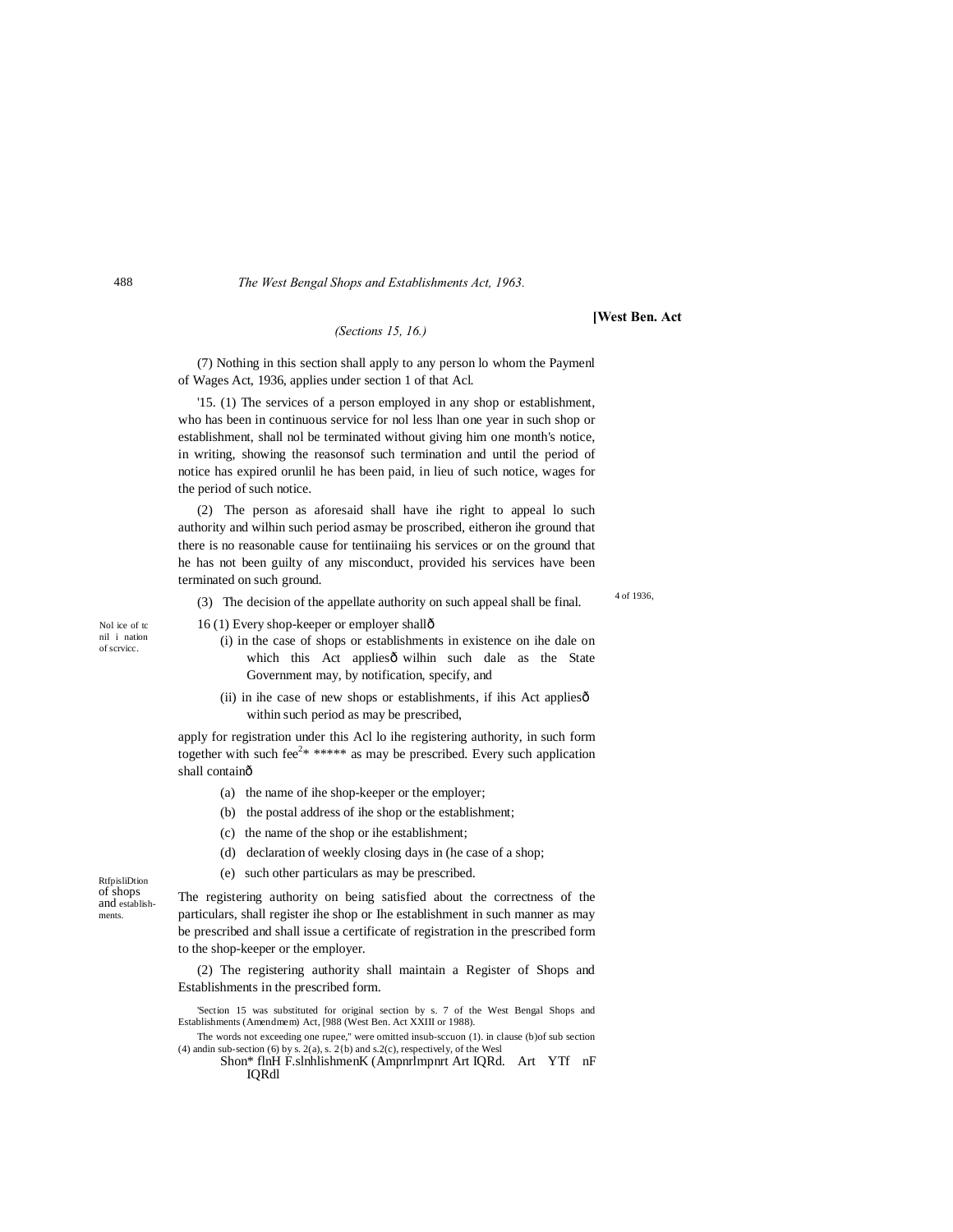*(Sections 15, 16.)*

(7) Nothing in this section shall apply to any person lo whom the Paymenl of Wages Act, 1936, applies under section 1 of that Acl.

4 of 1936,

'15. (1) The services of a person employed in any shop or establishment, who has been in continuous service for nol less lhan one year in such shop or establishment, shall nol be terminated without giving him one month's notice, in writing, showing the reasonsof such termination and until the period of notice has expired orunlil he has been paid, in lieu of such notice, wages for the period of such notice.

(2) The person as aforesaid shall have ihe right to appeal lo such authority and wilhin such period asmay be proscribed, eitheron ihe ground that there is no reasonable cause for tentiinaiing his services or on the ground that he has not been guilty of any misconduct, provided his services have been terminated on such ground.

(3) The decision of the appellate authority on such appeal shall be final.

Nol ice of tc nil i nation of scrvicc.

16 (1) Every shop-keeper or employer shallô

(i) in the case of shops or establishments in existence on ihe dale on which this Act appliesô wilhin such dale as the State Government may, by notification, specify, and

(ii) in ihe case of new shops or establishments, if ihis Act appliesô within such period as may be prescribed,

apply for registration under this Acl lo ihe registering authority, in such form together with such fee[2]* ***** as may be prescribed. Every such application shall containô

(a) the name of ihe shop-keeper or the employer;

(b) the postal address of ihe shop or the establishment;

(c) the name of the shop or ihe establishment;

(d) declaration of weekly closing days in (he case of a shop;

(e) such other particulars as may be prescribed.

RtfpisliDtion of shops and establishments.

The registering authority on being satisfied about the correctness of the particulars, shall register ihe shop or Ihe establishment in such manner as may be prescribed and shall issue a certificate of registration in the prescribed form to the shop-keeper or the employer.

(2) The registering authority shall maintain a Register of Shops and Establishments in the prescribed form.

'Section 15 was substituted for original section by s. 7 of the West Bengal Shops and Establishments (Amendmem) Act, [988 (West Ben. Act XXIII or 1988).

The words not exceeding one rupee," were omitted insub-sccuon (1). in clause (b)of sub section (4) andin sub-section (6) by s. 2(a), s. 2{b) and s.2(c), respectively, of the Wesl Shon* flnH F.slnhlishmenK (Ampnrlmpnrt Art IQRd. Art YTf nF IQRdl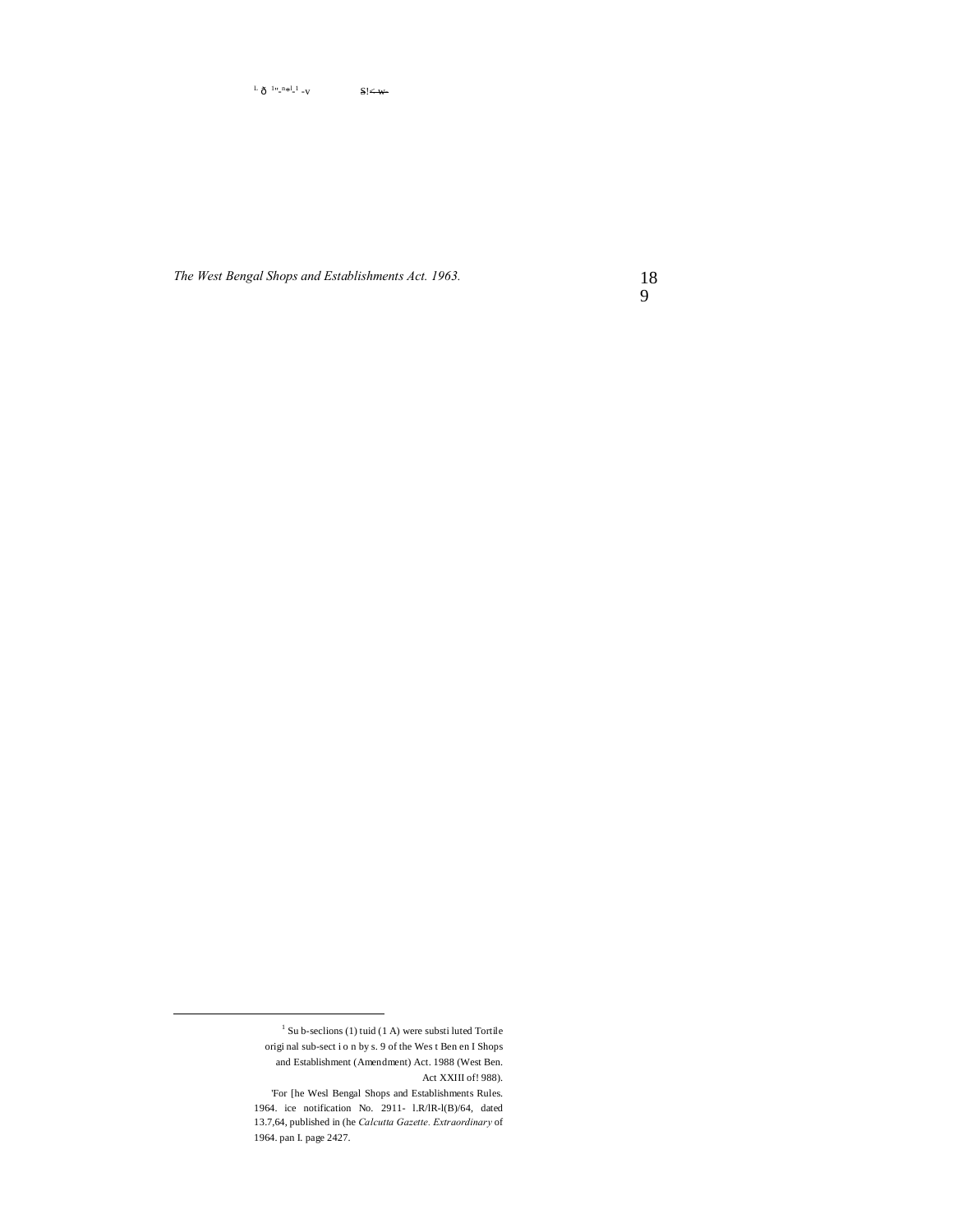[1] Su b-seclions (1) tuid (1 A) were substi luted Tortile origi nal sub-sect i o n by s. 9 of the Wes t Ben en I Shops and Establishment (Amendment) Act. 1988 (West Ben. Act XXIII of! 988).

'For [he Wesl Bengal Shops and Establishments Rules. 1964. ice notification No. 2911- l.R/lR-l(B)/64, dated 13.7,64, published in (he *Calcutta Gazette. Extraordinary* of 1964. pan I. page 2427.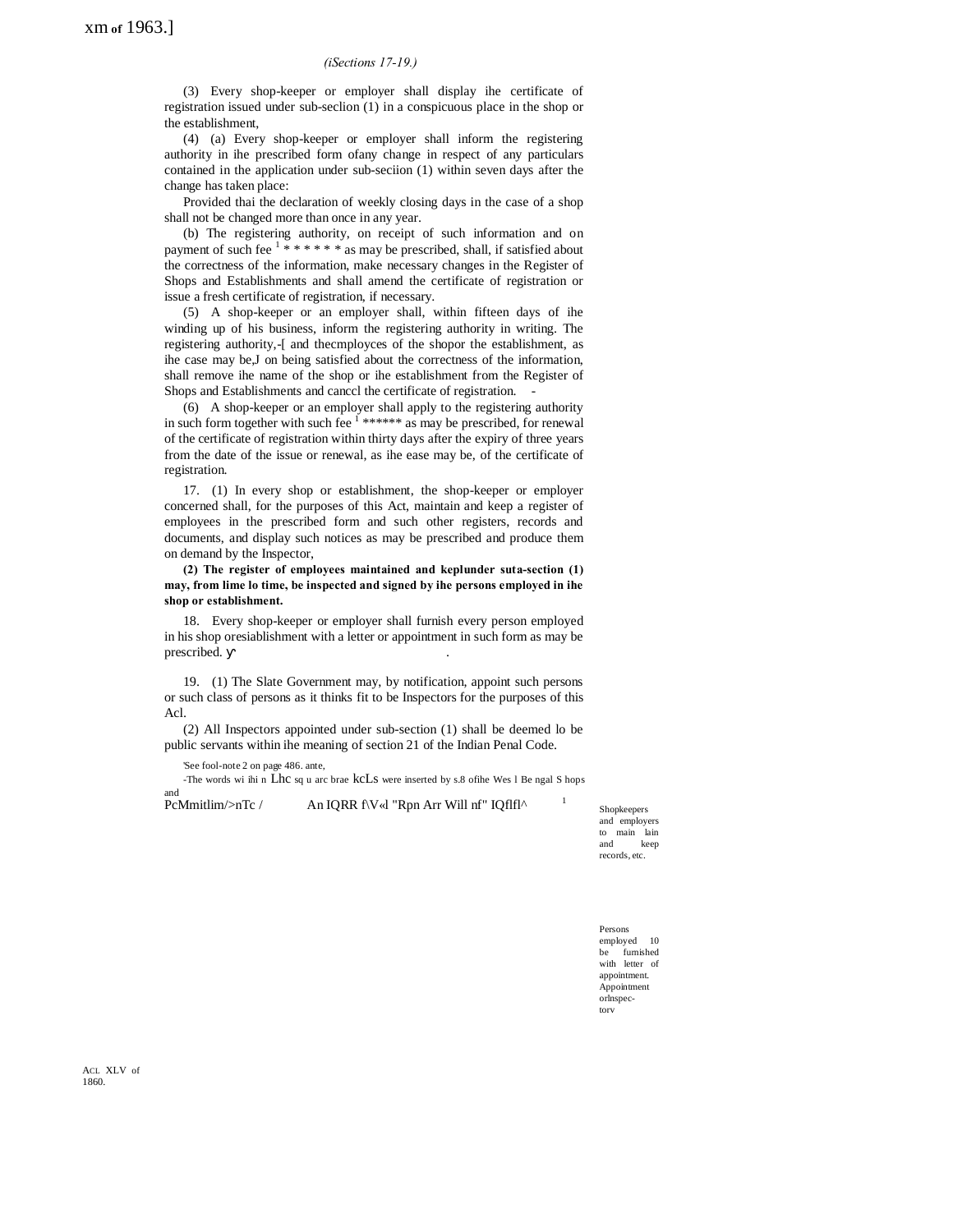(3) Every shop-keeper or employer shall display ihe certificate of registration issued under sub-seclion (1) in a conspicuous place in the shop or the establishment,

(4) (a) Every shop-keeper or employer shall inform the registering authority in ihe prescribed form ofany change in respect of any particulars contained in the application under sub-seciion (1) within seven days after the change has taken place:

Provided thai the declaration of weekly closing days in the case of a shop shall not be changed more than once in any year.

(b) The registering authority, on receipt of such information and on payment of such fee [1] * * * * * * as may be prescribed, shall, if satisfied about the correctness of the information, make necessary changes in the Register of Shops and Establishments and shall amend the certificate of registration or issue a fresh certificate of registration, if necessary.

(5) A shop-keeper or an employer shall, within fifteen days of ihe winding up of his business, inform the registering authority in writing. The registering authority,-[ and thecmployces of the shopor the establishment, as ihe case may be,J on being satisfied about the correctness of the information, shall remove ihe name of the shop or ihe establishment from the Register of Shops and Establishments and canccl the certificate of registration. -

(6) A shop-keeper or an employer shall apply to the registering authority in such form together with such fee [1] ****** as may be prescribed, for renewal of the certificate of registration within thirty days after the expiry of three years from the date of the issue or renewal, as ihe ease may be, of the certificate of registration.

Shopkeepers and employers to main lain and keep records, etc.

17. (1) In every shop or establishment, the shop-keeper or employer concerned shall, for the purposes of this Act, maintain and keep a register of employees in the prescribed form and such other registers, records and documents, and display such notices as may be prescribed and produce them on demand by the Inspector,

**(2) The register of employees maintained and keplunder suta-section (1) may, from lime lo time, be inspected and signed by ihe persons employed in ihe shop or establishment.**

Persons employed 10 be furnished with letter of appointment.

18. Every shop-keeper or employer shall furnish every person employed in his shop oresiablishment with a letter or appointment in such form as may be prescribed.

Appointment orlnspectorv

19. (1) The Slate Government may, by notification, appoint such persons or such class of persons as it thinks fit to be Inspectors for the purposes of this Acl.

(2) All Inspectors appointed under sub-section (1) shall be deemed lo be public servants within ihe meaning of section 21 of the Indian Penal Code.

ACL XLV of 1860.

[1]See fool-note 2 on page 486. ante,

[2]The words wi ihi n Lhc sq u arc brae kcLs were inserted by s.8 ofihe Wes l Be ngal S hops and PcMmitlim/>nTc / An IQRR f\V«l "Rpn Arr Will nf" IQflfl^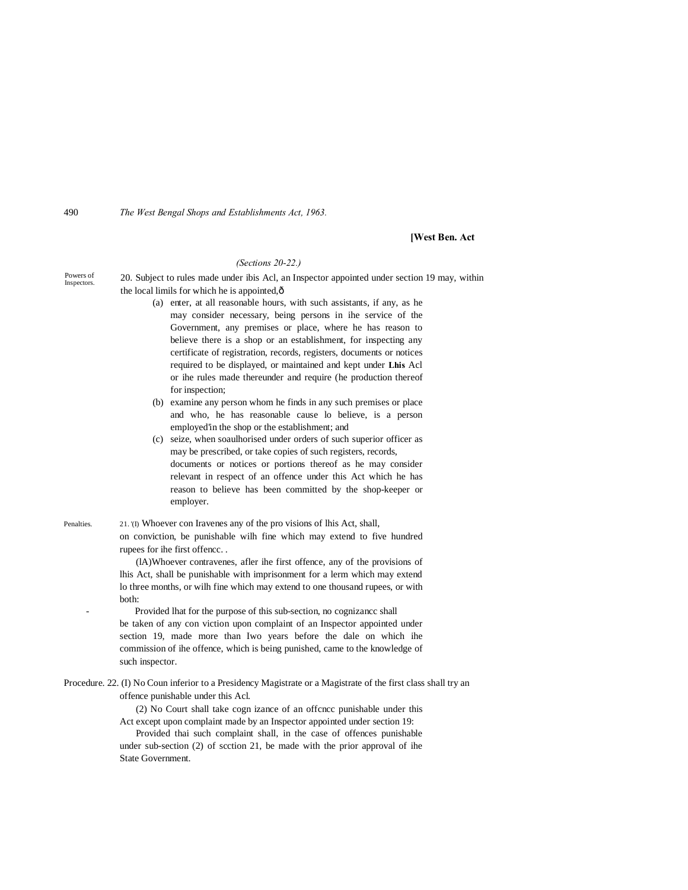**[West Ben. Act**

*(Sections 20-22.)*

Powers of Inspectors.

20. Subject to rules made under ibis Acl, an Inspector appointed under section 19 may, within the local limils for which he is appointed,ð

(a) enter, at all reasonable hours, with such assistants, if any, as he may consider necessary, being persons in ihe service of the Government, any premises or place, where he has reason to believe there is a shop or an establishment, for inspecting any certificate of registration, records, registers, documents or notices required to be displayed, or maintained and kept under **Lhis** Acl or ihe rules made thereunder and require (he production thereof for inspection;

(b) examine any person whom he finds in any such premises or place and who, he has reasonable cause lo believe, is a person employed'in the shop or the establishment; and

(c) seize, when soaulhorised under orders of such superior officer as may be prescribed, or take copies of such registers, records, documents or notices or portions thereof as he may consider relevant in respect of an offence under this Act which he has reason to believe has been committed by the shop-keeper or employer.

Penalties.

21. '(I) Whoever con Iravenes any of the pro visions of lhis Act, shall, on conviction, be punishable wilh fine which may extend to five hundred rupees for ihe first offencc. .

(lA)Whoever contravenes, afler ihe first offence, any of the provisions of lhis Act, shall be punishable with imprisonment for a lerm which may extend lo three months, or wilh fine which may extend to one thousand rupees, or with both:

Provided lhat for the purpose of this sub-section, no cognizancc shall be taken of any con viction upon complaint of an Inspector appointed under section 19, made more than Iwo years before the dale on which ihe commission of ihe offence, which is being punished, came to the knowledge of such inspector.

Procedure. 22. (I) No Coun inferior to a Presidency Magistrate or a Magistrate of the first class shall try an offence punishable under this Acl.

(2) No Court shall take cogn izance of an offcncc punishable under this Act except upon complaint made by an Inspector appointed under section 19:

Provided thai such complaint shall, in the case of offences punishable under sub-section (2) of scction 21, be made with the prior approval of ihe State Government.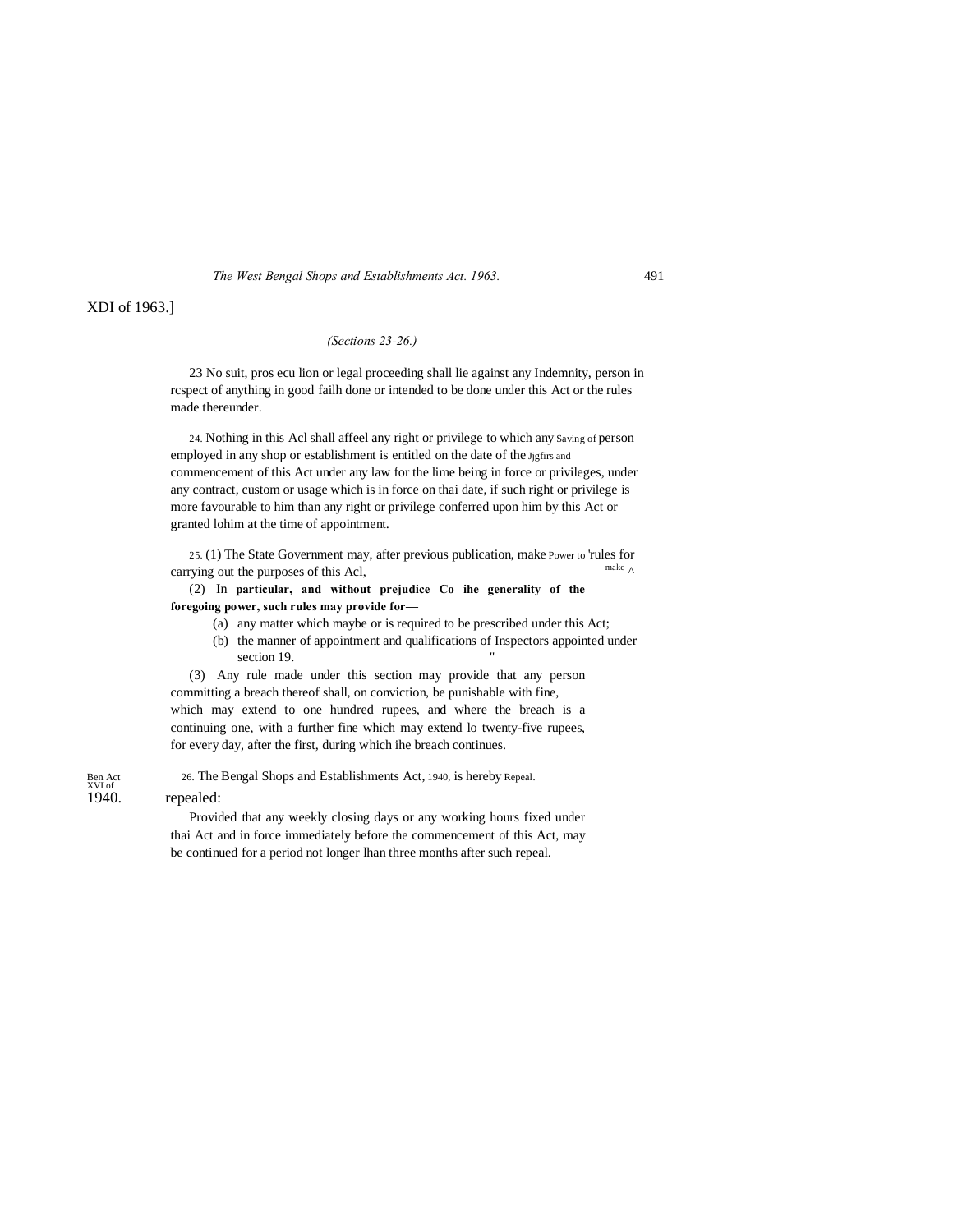XDI of 1963.]

*(Sections 23-26.)*

23 No suit, pros ecu lion or legal proceeding shall lie against any Indemnity, person in rcspect of anything in good failh done or intended to be done under this Act or the rules made thereunder.

24. Nothing in this Acl shall affeel any right or privilege to which any Saving of person employed in any shop or establishment is entitled on the date of the Jjgfirs and commencement of this Act under any law for the lime being in force or privileges, under any contract, custom or usage which is in force on thai date, if such right or privilege is more favourable to him than any right or privilege conferred upon him by this Act or granted lohim at the time of appointment.

25. (1) The State Government may, after previous publication, make Power to 'rules for carrying out the purposes of this Acl, makc ^

(2) In **particular, and without prejudice Co ihe generality of the foregoing power, such rules may provide for—**

(a) any matter which maybe or is required to be prescribed under this Act;

(b) the manner of appointment and qualifications of Inspectors appointed under section 19. "

(3) Any rule made under this section may provide that any person committing a breach thereof shall, on conviction, be punishable with fine, which may extend to one hundred rupees, and where the breach is a continuing one, with a further fine which may extend lo twenty-five rupees, for every day, after the first, during which ihe breach continues.

Ben Act XVI of 1940.

26. The Bengal Shops and Establishments Act, 1940, is hereby Repeal. repealed:

Provided that any weekly closing days or any working hours fixed under thai Act and in force immediately before the commencement of this Act, may be continued for a period not longer lhan three months after such repeal.